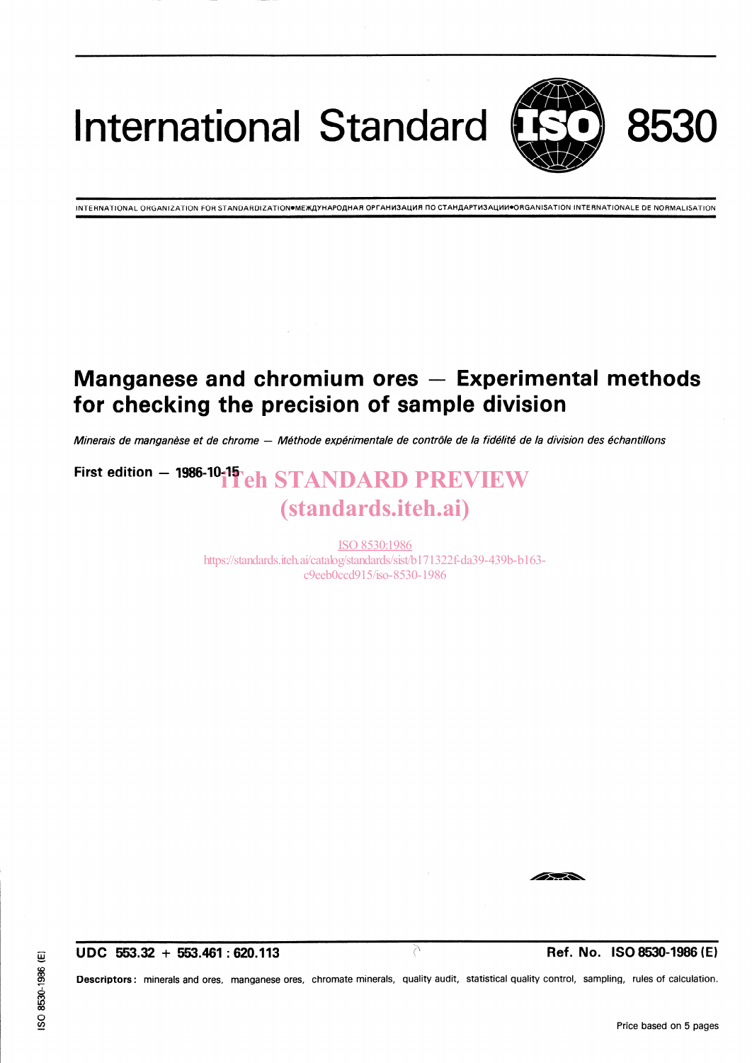# International Standard 8530

INTERNATIONAL ORGANIZATION FOR STANDARDIZATION•МЕЖДУНАРОДНАЯ ОРГАНИЗАЦИЯ ПО СТАНДАРТИЗАЦИИ•ORGANISATION INTERNATIONALE DE NORMALISATION

## Manganese and chromium ores — Experimental methods for checking the precision of sample division

*Minerais de manganèse et de chrome — Méthode expérimentale de contrôle de la fidélité de la division des échantillons*

**First edition — 1986-10-15**

iTeh STANDARD PREVIEW
(standards.iteh.ai)

ISO 8530:1986
https://standards.iteh.ai/catalog/standards/sist/b171322f-da39-439b-b163-c9eeb0ccd915/iso-8530-1986

**UDC 553.32 + 553.461 : 620.113** **Ref. No. ISO 8530-1986 (E)**

**Descriptors:** minerals and ores, manganese ores, chromate minerals, quality audit, statistical quality control, sampling, rules of calculation.

Price based on 5 pages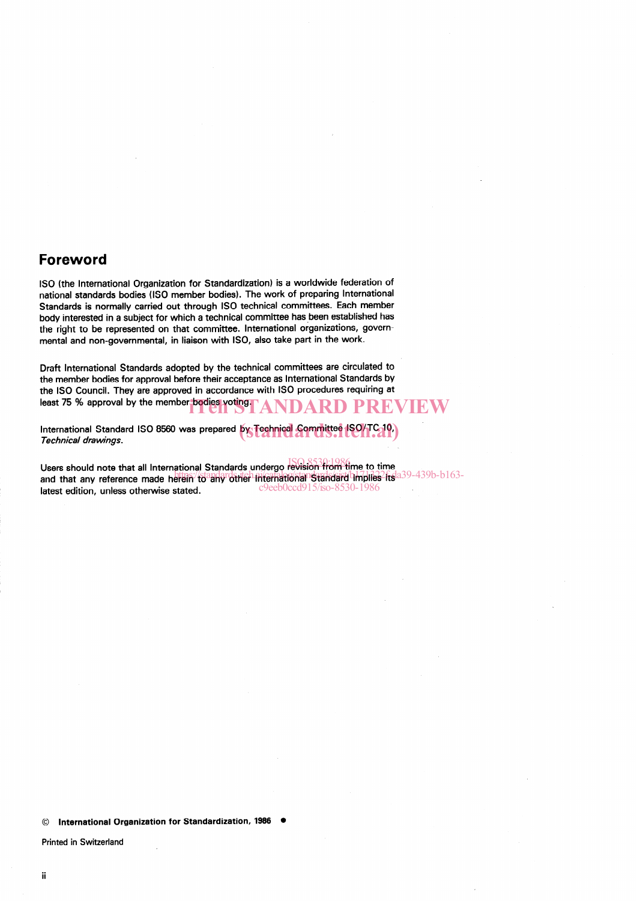## Foreword

ISO (the International Organization for Standardization) is a worldwide federation of national standards bodies (ISO member bodies). The work of preparing International Standards is normally carried out through ISO technical committees. Each member body interested in a subject for which a technical committee has been established has the right to be represented on that committee. International organizations, governmental and non-governmental, in liaison with ISO, also take part in the work.

Draft International Standards adopted by the technical committees are circulated to the member bodies for approval before their acceptance as International Standards by the ISO Council. They are approved in accordance with ISO procedures requiring at least 75 % approval by the member bodies voting.

International Standard ISO 8560 was prepared by Technical Committee ISO/TC 10, *Technical drawings*.

Users should note that all International Standards undergo revision from time to time and that any reference made herein to any other International Standard implies its latest edition, unless otherwise stated.

© International Organization for Standardization, 1986

Printed in Switzerland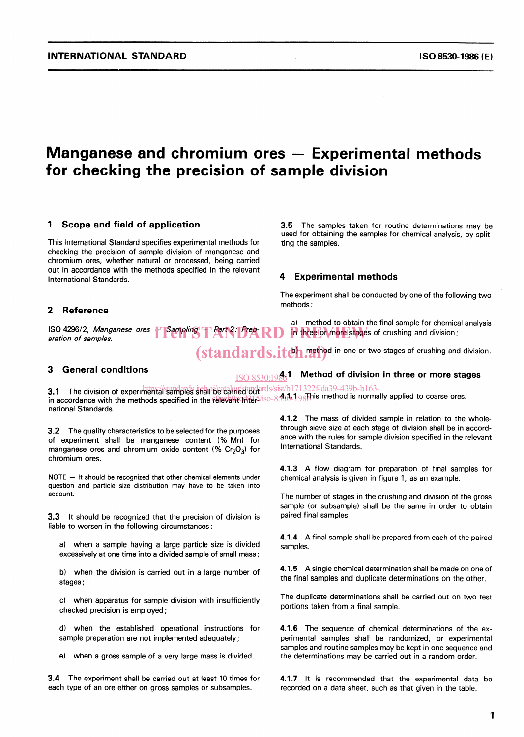# Manganese and chromium ores — Experimental methods for checking the precision of sample division

## 1 Scope and field of application

This International Standard specifies experimental methods for checking the precision of sample division of manganese and chromium ores, whether natural or processed, being carried out in accordance with the methods specified in the relevant International Standards.

## 2 Reference

ISO 4296/2, *Manganese ores — Sampling — Part 2: Preparation of samples.*

## 3 General conditions

**3.1** The division of experimental samples shall be carried out in accordance with the methods specified in the relevant International Standards.

**3.2** The quality characteristics to be selected for the purposes of experiment shall be manganese content (% Mn) for manganese ores and chromium oxide content (% $Cr_2O_3$) for chromium ores.

NOTE — It should be recognized that other chemical elements under question and particle size distribution may have to be taken into account.

**3.3** It should be recognized that the precision of division is liable to worsen in the following circumstances:

a) when a sample having a large particle size is divided excessively at one time into a divided sample of small mass;

b) when the division is carried out in a large number of stages;

c) when apparatus for sample division with insufficiently checked precision is employed;

d) when the established operational instructions for sample preparation are not implemented adequately;

e) when a gross sample of a very large mass is divided.

**3.4** The experiment shall be carried out at least 10 times for each type of an ore either on gross samples or subsamples.

**3.5** The samples taken for routine determinations may be used for obtaining the samples for chemical analysis, by splitting the samples.

## 4 Experimental methods

The experiment shall be conducted by one of the following two methods:

a) method to obtain the final sample for chemical analysis in three or more stages of crushing and division;

b) method in one or two stages of crushing and division.

### 4.1 Method of division in three or more stages

**4.1.1** This method is normally applied to coarse ores.

**4.1.2** The mass of divided sample in relation to the whole-through sieve size at each stage of division shall be in accordance with the rules for sample division specified in the relevant International Standards.

**4.1.3** A flow diagram for preparation of final samples for chemical analysis is given in figure 1, as an example.

The number of stages in the crushing and division of the gross sample (or subsample) shall be the same in order to obtain paired final samples.

**4.1.4** A final sample shall be prepared from each of the paired samples.

**4.1.5** A single chemical determination shall be made on one of the final samples and duplicate determinations on the other.

The duplicate determinations shall be carried out on two test portions taken from a final sample.

**4.1.6** The sequence of chemical determinations of the experimental samples shall be randomized, or experimental samples and routine samples may be kept in one sequence and the determinations may be carried out in a random order.

**4.1.7** It is recommended that the experimental data be recorded on a data sheet, such as that given in the table.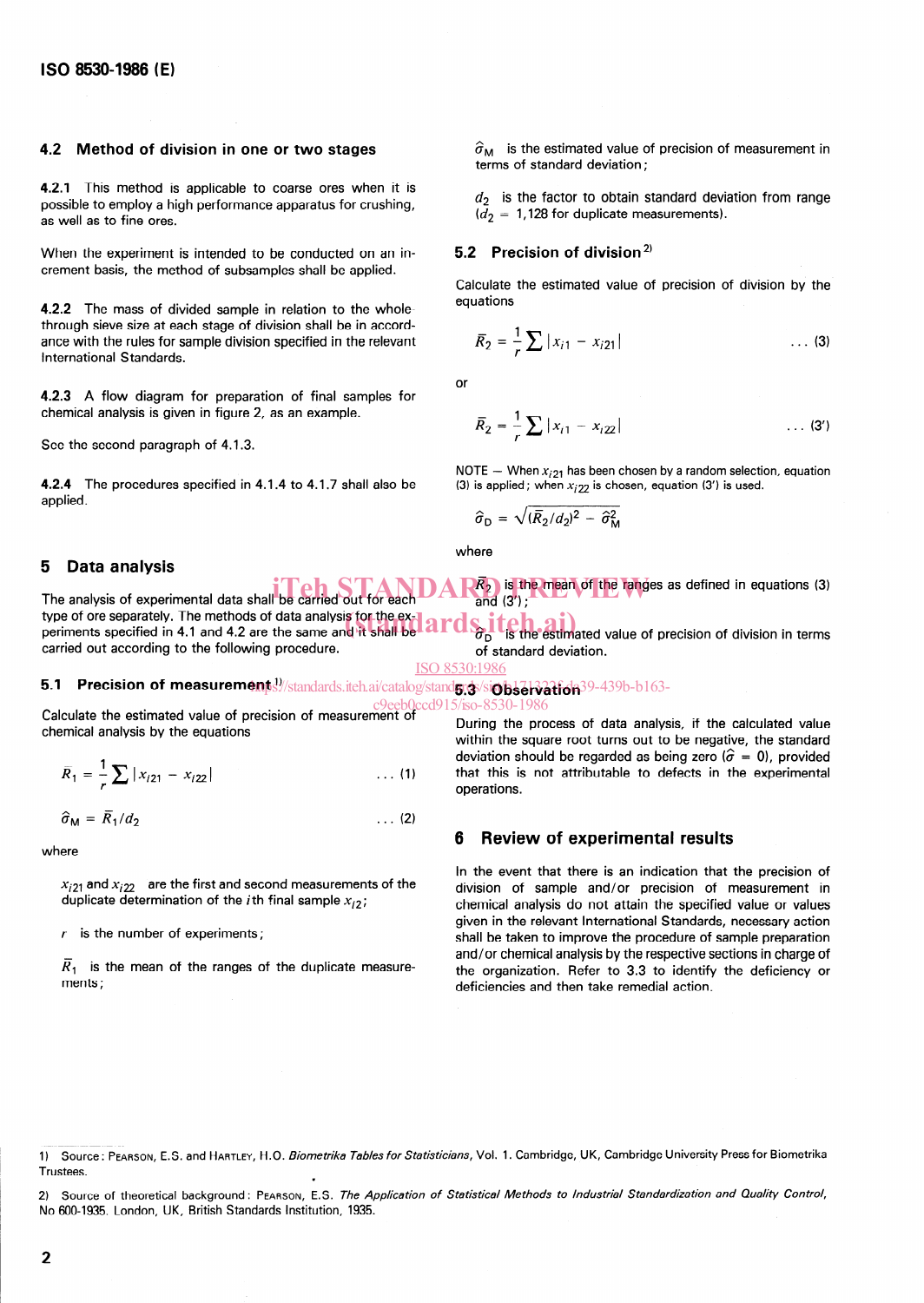## 4.2 Method of division in one or two stages

**4.2.1** This method is applicable to coarse ores when it is possible to employ a high performance apparatus for crushing, as well as to fine ores.

When the experiment is intended to be conducted on an increment basis, the method of subsamples shall be applied.

**4.2.2** The mass of divided sample in relation to the whole-through sieve size at each stage of division shall be in accordance with the rules for sample division specified in the relevant International Standards.

**4.2.3** A flow diagram for preparation of final samples for chemical analysis is given in figure 2, as an example.

See the second paragraph of 4.1.3.

**4.2.4** The procedures specified in 4.1.4 to 4.1.7 shall also be applied.

# 5 Data analysis

The analysis of experimental data shall be carried out for each type of ore separately. The methods of data analysis for the experiments specified in 4.1 and 4.2 are the same and it shall be carried out according to the following procedure.

## 5.1 Precision of measurement[1]

Calculate the estimated value of precision of measurement of chemical analysis by the equations

$$\bar{R}_1 = \frac{1}{r} \sum |x_{i21} - x_{i22}| \qquad \ldots (1)$$

$$\hat{\sigma}_M = \bar{R}_1 / d_2 \qquad \ldots (2)$$

where

$x_{i21}$ and $x_{i22}$ are the first and second measurements of the duplicate determination of the $i$th final sample $x_{i2}$;

$r$ is the number of experiments;

$\bar{R}_1$ is the mean of the ranges of the duplicate measurements;

$\hat{\sigma}_M$ is the estimated value of precision of measurement in terms of standard deviation;

$d_2$ is the factor to obtain standard deviation from range ($d_2$ = 1,128 for duplicate measurements).

## 5.2 Precision of division[2]

Calculate the estimated value of precision of division by the equations

$$\bar{R}_2 = \frac{1}{r} \sum |x_{i1} - x_{i21}| \qquad \ldots (3)$$

or

$$\bar{R}_2 = \frac{1}{r} \sum |x_{i1} - x_{i22}| \qquad \ldots (3')$$

NOTE — When $x_{i21}$ has been chosen by a random selection, equation (3) is applied; when $x_{i22}$ is chosen, equation (3') is used.

$$\hat{\sigma}_D = \sqrt{(\bar{R}_2/d_2)^2 - \hat{\sigma}_M^2}$$

where

$\bar{R}_2$ is the mean of the ranges as defined in equations (3) and (3');

$\hat{\sigma}_D$ is the estimated value of precision of division in terms of standard deviation.

## 5.3 Observation

During the process of data analysis, if the calculated value within the square root turns out to be negative, the standard deviation should be regarded as being zero ($\hat{\sigma} = 0$), provided that this is not attributable to defects in the experimental operations.

# 6 Review of experimental results

In the event that there is an indication that the precision of division of sample and/or precision of measurement in chemical analysis do not attain the specified value or values given in the relevant International Standards, necessary action shall be taken to improve the procedure of sample preparation and/or chemical analysis by the respective sections in charge of the organization. Refer to 3.3 to identify the deficiency or deficiencies and then take remedial action.

---

1) Source: PEARSON, E.S. and HARTLEY, H.O. *Biometrika Tables for Statisticians*, Vol. 1. Cambridge, UK, Cambridge University Press for Biometrika Trustees.

2) Source of theoretical background: PEARSON, E.S. *The Application of Statistical Methods to Industrial Standardization and Quality Control*, No 600-1935. London, UK, British Standards Institution, 1935.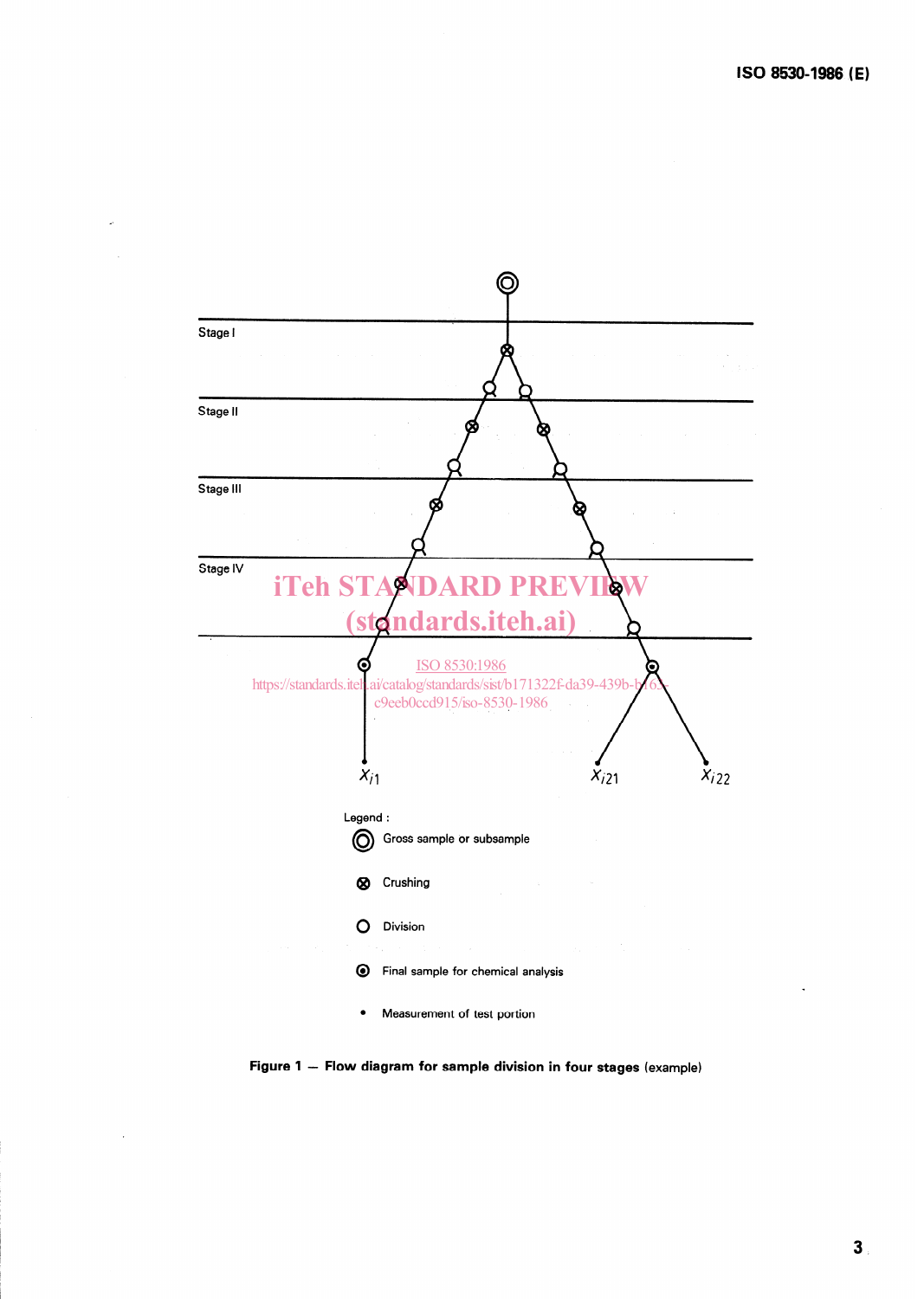Stage I

Stage II

Stage III

Stage IV

$x_{i1}$ $x_{i21}$ $x_{i22}$

Legend :

◎ Gross sample or subsample

⊗ Crushing

○ Division

⊙ Final sample for chemical analysis

• Measurement of test portion

**Figure 1 — Flow diagram for sample division in four stages** (example)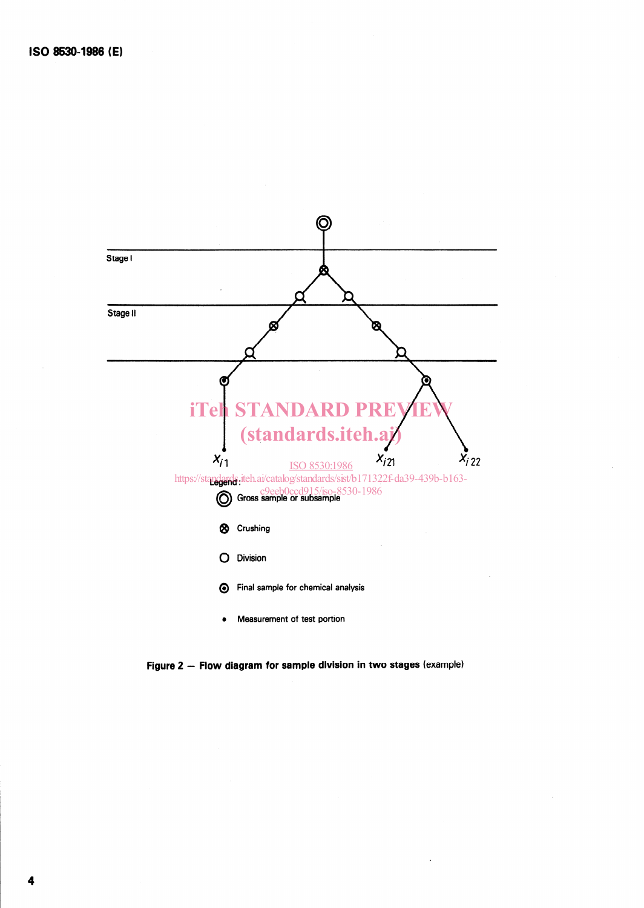Stage I

Stage II

$x_{i1}$ $x_{i21}$ $x_{i22}$

Legend :

◎ Gross sample or subsample

⊗ Crushing

○ Division

⊙ Final sample for chemical analysis

• Measurement of test portion

**Figure 2 — Flow diagram for sample division in two stages** (example)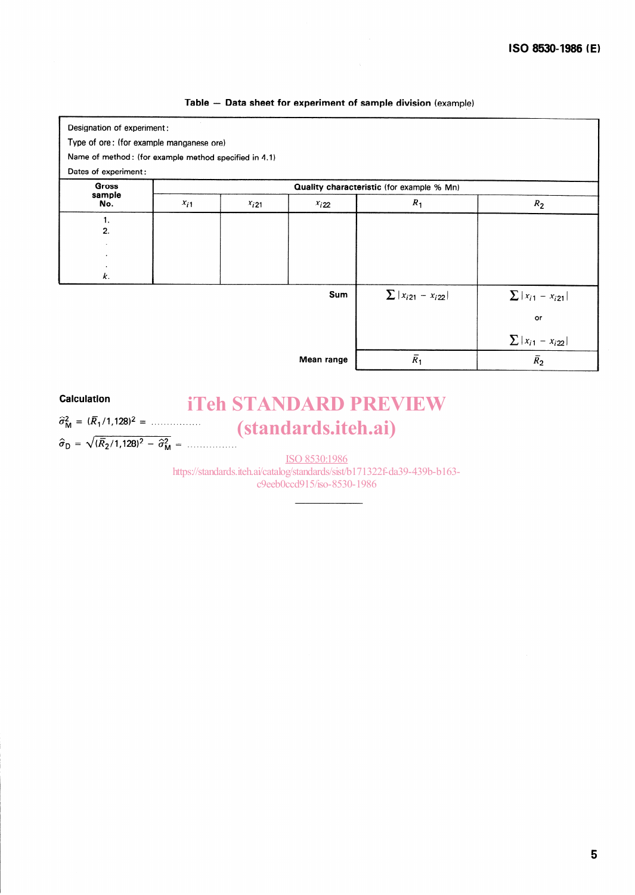**Table — Data sheet for experiment of sample division** (example)

Designation of experiment:

Type of ore: (for example manganese ore)

Name of method: (for example method specified in 4.1)

Dates of experiment:

| Gross sample No. | Quality characteristic (for example % Mn) | | | | |
|---|---|---|---|---|---|
| | $x_{i1}$ | $x_{i21}$ | $x_{i22}$ | $R_1$ | $R_2$ |
| 1.<br>2.<br>.<br>.<br>.<br>*k*. | | | | | |
| | | | **Sum** | $\sum \lvert x_{i21} - x_{i22} \rvert$ | $\sum \lvert x_{i1} - x_{i21} \rvert$<br>or<br>$\sum \lvert x_{i1} - x_{i22} \rvert$ |
| | | | **Mean range** | $\bar{R}_1$ | $\bar{R}_2$ |

**Calculation**

$\hat{\sigma}_M^2 = (\bar{R}_1/1{,}128)^2 =$ ................

$\hat{\sigma}_D = \sqrt{(\bar{R}_2/1{,}128)^2 - \hat{\sigma}_M^2} =$ ................